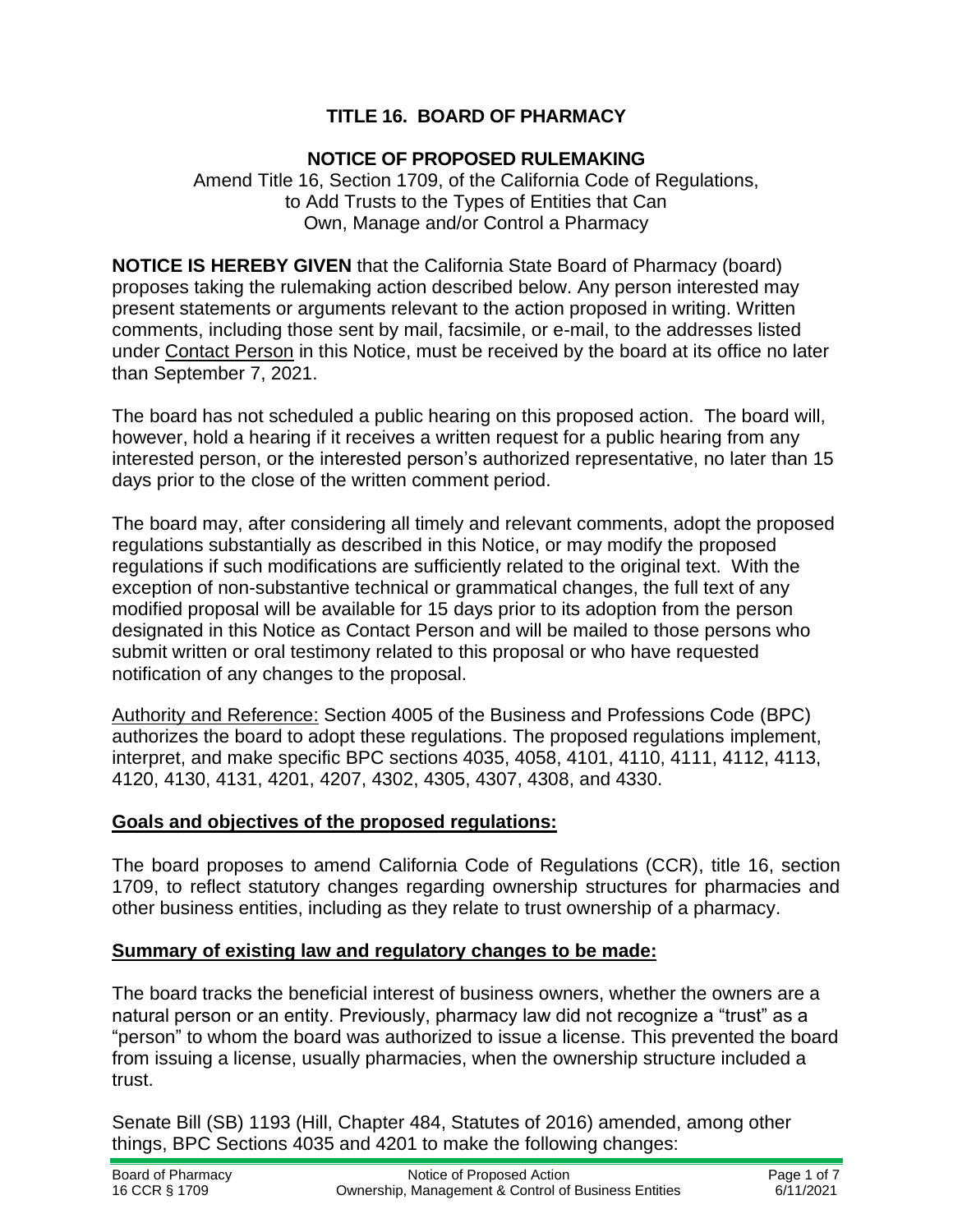# TITLE 16. BOARD OF PHARMACY

## NOTICE OF PROPOSED RULEMAKING

Amend Title 16, Section 1709, of the California Code of Regulations, to Add Trusts to the Types of Entities that Can Own, Manage and/or Control a Pharmacy

**NOTICE IS HEREBY GIVEN** that the California State Board of Pharmacy (board) proposes taking the rulemaking action described below. Any person interested may present statements or arguments relevant to the action proposed in writing. Written comments, including those sent by mail, facsimile, or e-mail, to the addresses listed under Contact Person in this Notice, must be received by the board at its office no later than September 7, 2021.

The board has not scheduled a public hearing on this proposed action. The board will, however, hold a hearing if it receives a written request for a public hearing from any interested person, or the interested person's authorized representative, no later than 15 days prior to the close of the written comment period.

The board may, after considering all timely and relevant comments, adopt the proposed regulations substantially as described in this Notice, or may modify the proposed regulations if such modifications are sufficiently related to the original text. With the exception of non-substantive technical or grammatical changes, the full text of any modified proposal will be available for 15 days prior to its adoption from the person designated in this Notice as Contact Person and will be mailed to those persons who submit written or oral testimony related to this proposal or who have requested notification of any changes to the proposal.

Authority and Reference: Section 4005 of the Business and Professions Code (BPC) authorizes the board to adopt these regulations. The proposed regulations implement, interpret, and make specific BPC sections 4035, 4058, 4101, 4110, 4111, 4112, 4113, 4120, 4130, 4131, 4201, 4207, 4302, 4305, 4307, 4308, and 4330.

## Goals and objectives of the proposed regulations:

The board proposes to amend California Code of Regulations (CCR), title 16, section 1709, to reflect statutory changes regarding ownership structures for pharmacies and other business entities, including as they relate to trust ownership of a pharmacy.

## Summary of existing law and regulatory changes to be made:

The board tracks the beneficial interest of business owners, whether the owners are a natural person or an entity. Previously, pharmacy law did not recognize a "trust" as a "person" to whom the board was authorized to issue a license. This prevented the board from issuing a license, usually pharmacies, when the ownership structure included a trust.

Senate Bill (SB) 1193 (Hill, Chapter 484, Statutes of 2016) amended, among other things, BPC Sections 4035 and 4201 to make the following changes: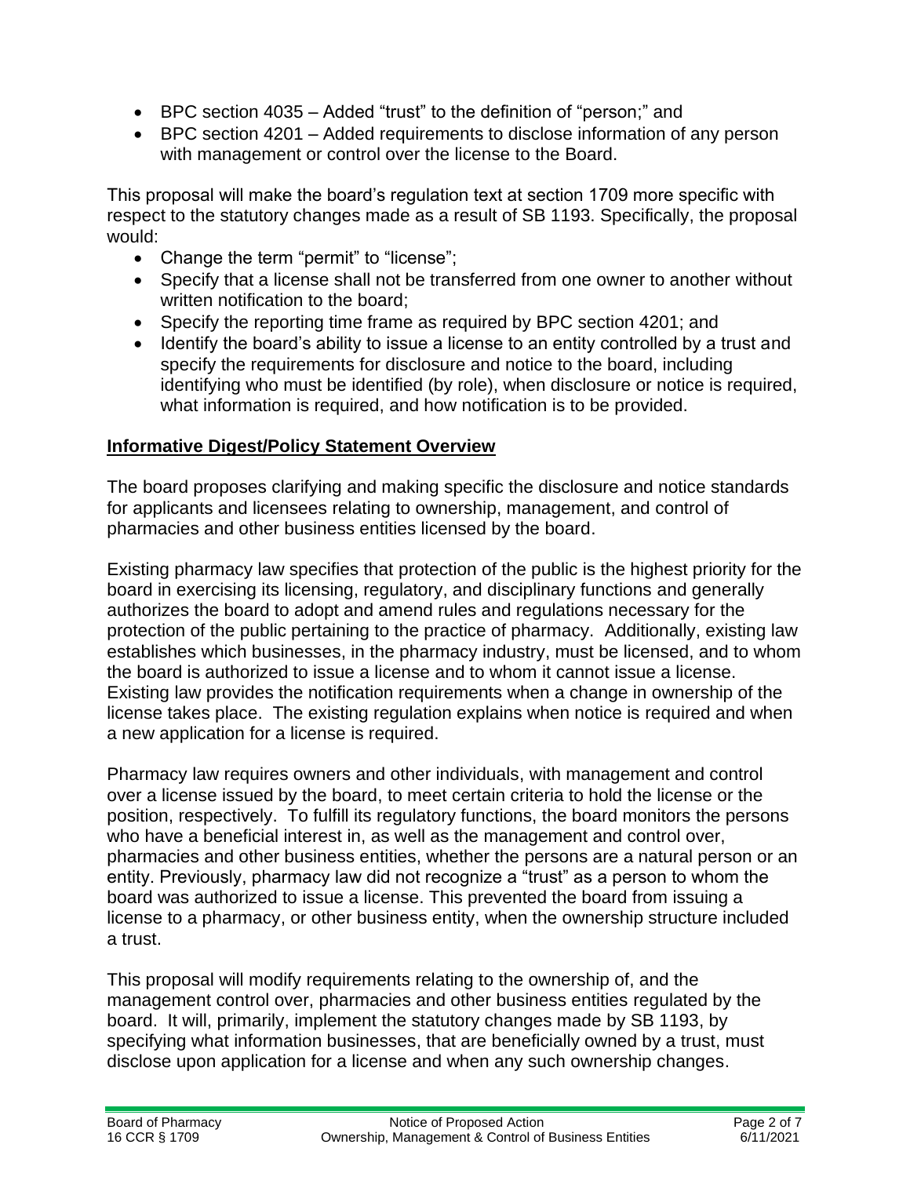- BPC section 4035 – Added "trust" to the definition of "person;" and
- BPC section 4201 – Added requirements to disclose information of any person with management or control over the license to the Board.

This proposal will make the board's regulation text at section 1709 more specific with respect to the statutory changes made as a result of SB 1193. Specifically, the proposal would:

- Change the term "permit" to "license";
- Specify that a license shall not be transferred from one owner to another without written notification to the board;
- Specify the reporting time frame as required by BPC section 4201; and
- Identify the board's ability to issue a license to an entity controlled by a trust and specify the requirements for disclosure and notice to the board, including identifying who must be identified (by role), when disclosure or notice is required, what information is required, and how notification is to be provided.

## Informative Digest/Policy Statement Overview

The board proposes clarifying and making specific the disclosure and notice standards for applicants and licensees relating to ownership, management, and control of pharmacies and other business entities licensed by the board.

Existing pharmacy law specifies that protection of the public is the highest priority for the board in exercising its licensing, regulatory, and disciplinary functions and generally authorizes the board to adopt and amend rules and regulations necessary for the protection of the public pertaining to the practice of pharmacy. Additionally, existing law establishes which businesses, in the pharmacy industry, must be licensed, and to whom the board is authorized to issue a license and to whom it cannot issue a license. Existing law provides the notification requirements when a change in ownership of the license takes place. The existing regulation explains when notice is required and when a new application for a license is required.

Pharmacy law requires owners and other individuals, with management and control over a license issued by the board, to meet certain criteria to hold the license or the position, respectively. To fulfill its regulatory functions, the board monitors the persons who have a beneficial interest in, as well as the management and control over, pharmacies and other business entities, whether the persons are a natural person or an entity. Previously, pharmacy law did not recognize a "trust" as a person to whom the board was authorized to issue a license. This prevented the board from issuing a license to a pharmacy, or other business entity, when the ownership structure included a trust.

This proposal will modify requirements relating to the ownership of, and the management control over, pharmacies and other business entities regulated by the board. It will, primarily, implement the statutory changes made by SB 1193, by specifying what information businesses, that are beneficially owned by a trust, must disclose upon application for a license and when any such ownership changes.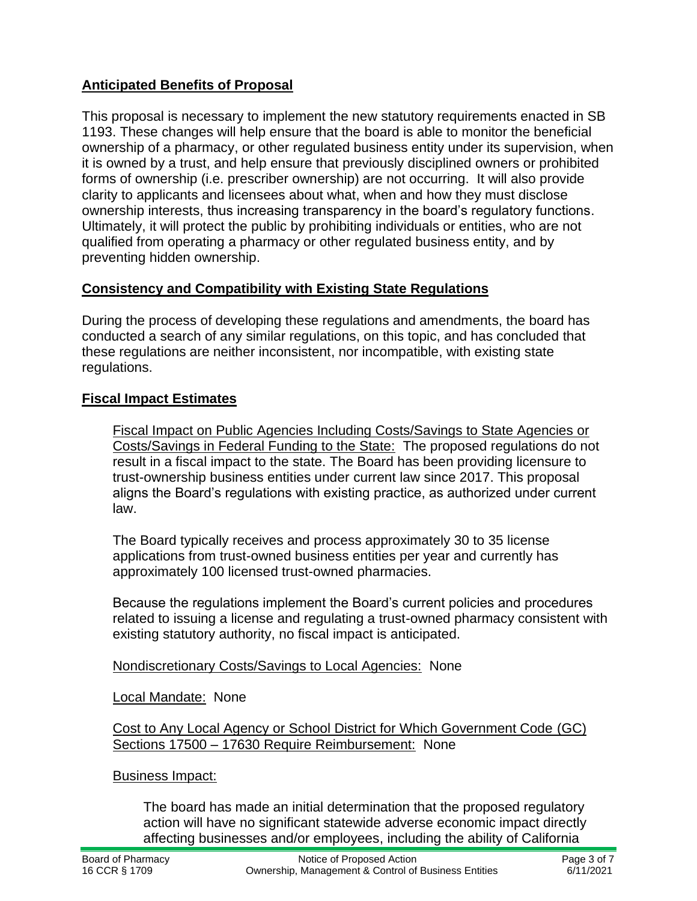## Anticipated Benefits of Proposal

This proposal is necessary to implement the new statutory requirements enacted in SB 1193. These changes will help ensure that the board is able to monitor the beneficial ownership of a pharmacy, or other regulated business entity under its supervision, when it is owned by a trust, and help ensure that previously disciplined owners or prohibited forms of ownership (i.e. prescriber ownership) are not occurring. It will also provide clarity to applicants and licensees about what, when and how they must disclose ownership interests, thus increasing transparency in the board's regulatory functions. Ultimately, it will protect the public by prohibiting individuals or entities, who are not qualified from operating a pharmacy or other regulated business entity, and by preventing hidden ownership.

## Consistency and Compatibility with Existing State Regulations

During the process of developing these regulations and amendments, the board has conducted a search of any similar regulations, on this topic, and has concluded that these regulations are neither inconsistent, nor incompatible, with existing state regulations.

## Fiscal Impact Estimates

Fiscal Impact on Public Agencies Including Costs/Savings to State Agencies or Costs/Savings in Federal Funding to the State: The proposed regulations do not result in a fiscal impact to the state. The Board has been providing licensure to trust-ownership business entities under current law since 2017. This proposal aligns the Board's regulations with existing practice, as authorized under current law.

The Board typically receives and process approximately 30 to 35 license applications from trust-owned business entities per year and currently has approximately 100 licensed trust-owned pharmacies.

Because the regulations implement the Board's current policies and procedures related to issuing a license and regulating a trust-owned pharmacy consistent with existing statutory authority, no fiscal impact is anticipated.

Nondiscretionary Costs/Savings to Local Agencies: None

Local Mandate: None

Cost to Any Local Agency or School District for Which Government Code (GC) Sections 17500 – 17630 Require Reimbursement: None

Business Impact:

The board has made an initial determination that the proposed regulatory action will have no significant statewide adverse economic impact directly affecting businesses and/or employees, including the ability of California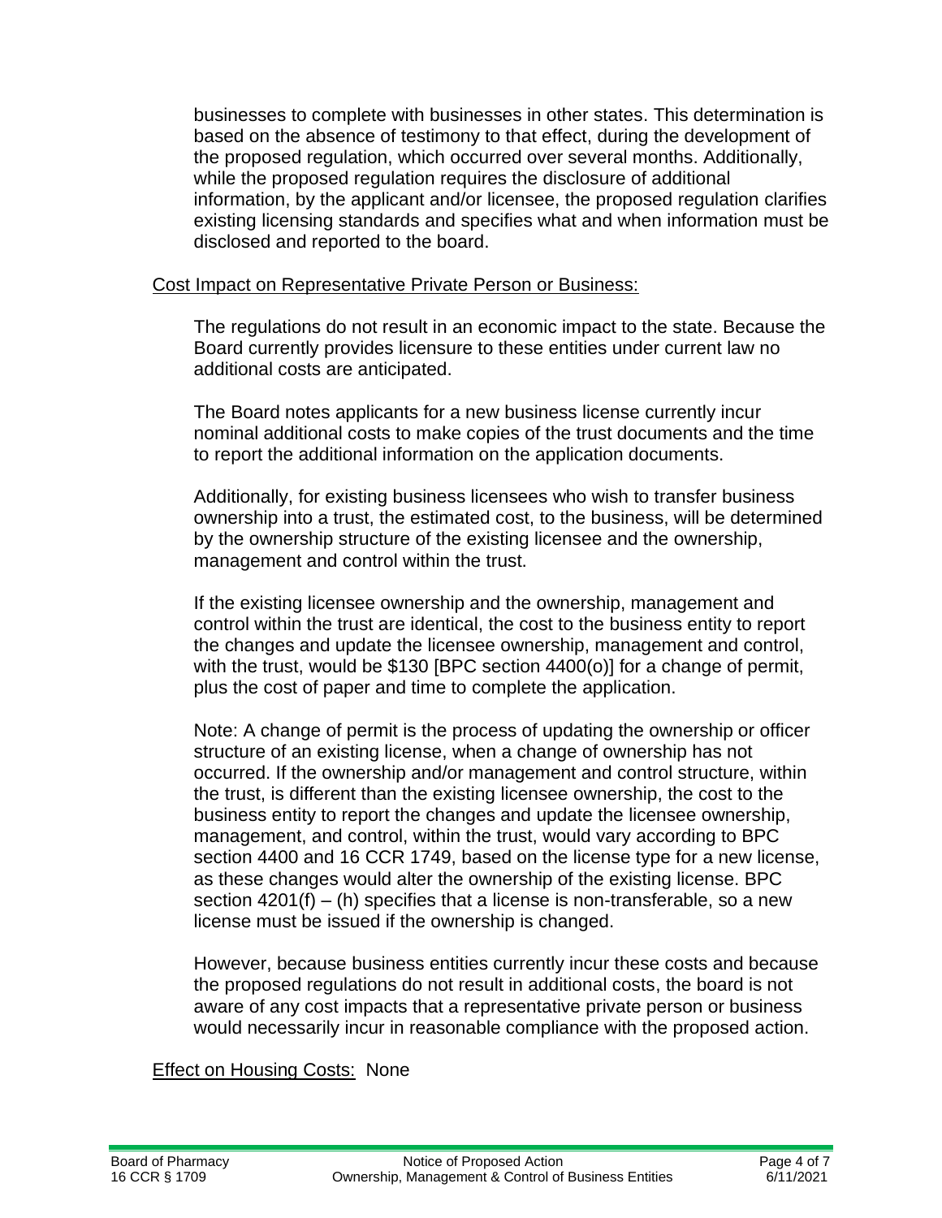businesses to complete with businesses in other states. This determination is based on the absence of testimony to that effect, during the development of the proposed regulation, which occurred over several months. Additionally, while the proposed regulation requires the disclosure of additional information, by the applicant and/or licensee, the proposed regulation clarifies existing licensing standards and specifies what and when information must be disclosed and reported to the board.

<u>Cost Impact on Representative Private Person or Business:</u>

The regulations do not result in an economic impact to the state. Because the Board currently provides licensure to these entities under current law no additional costs are anticipated.

The Board notes applicants for a new business license currently incur nominal additional costs to make copies of the trust documents and the time to report the additional information on the application documents.

Additionally, for existing business licensees who wish to transfer business ownership into a trust, the estimated cost, to the business, will be determined by the ownership structure of the existing licensee and the ownership, management and control within the trust.

If the existing licensee ownership and the ownership, management and control within the trust are identical, the cost to the business entity to report the changes and update the licensee ownership, management and control, with the trust, would be $130 [BPC section 4400(o)] for a change of permit, plus the cost of paper and time to complete the application.

Note: A change of permit is the process of updating the ownership or officer structure of an existing license, when a change of ownership has not occurred. If the ownership and/or management and control structure, within the trust, is different than the existing licensee ownership, the cost to the business entity to report the changes and update the licensee ownership, management, and control, within the trust, would vary according to BPC section 4400 and 16 CCR 1749, based on the license type for a new license, as these changes would alter the ownership of the existing license. BPC section 4201(f) – (h) specifies that a license is non-transferable, so a new license must be issued if the ownership is changed.

However, because business entities currently incur these costs and because the proposed regulations do not result in additional costs, the board is not aware of any cost impacts that a representative private person or business would necessarily incur in reasonable compliance with the proposed action.

<u>Effect on Housing Costs:</u> None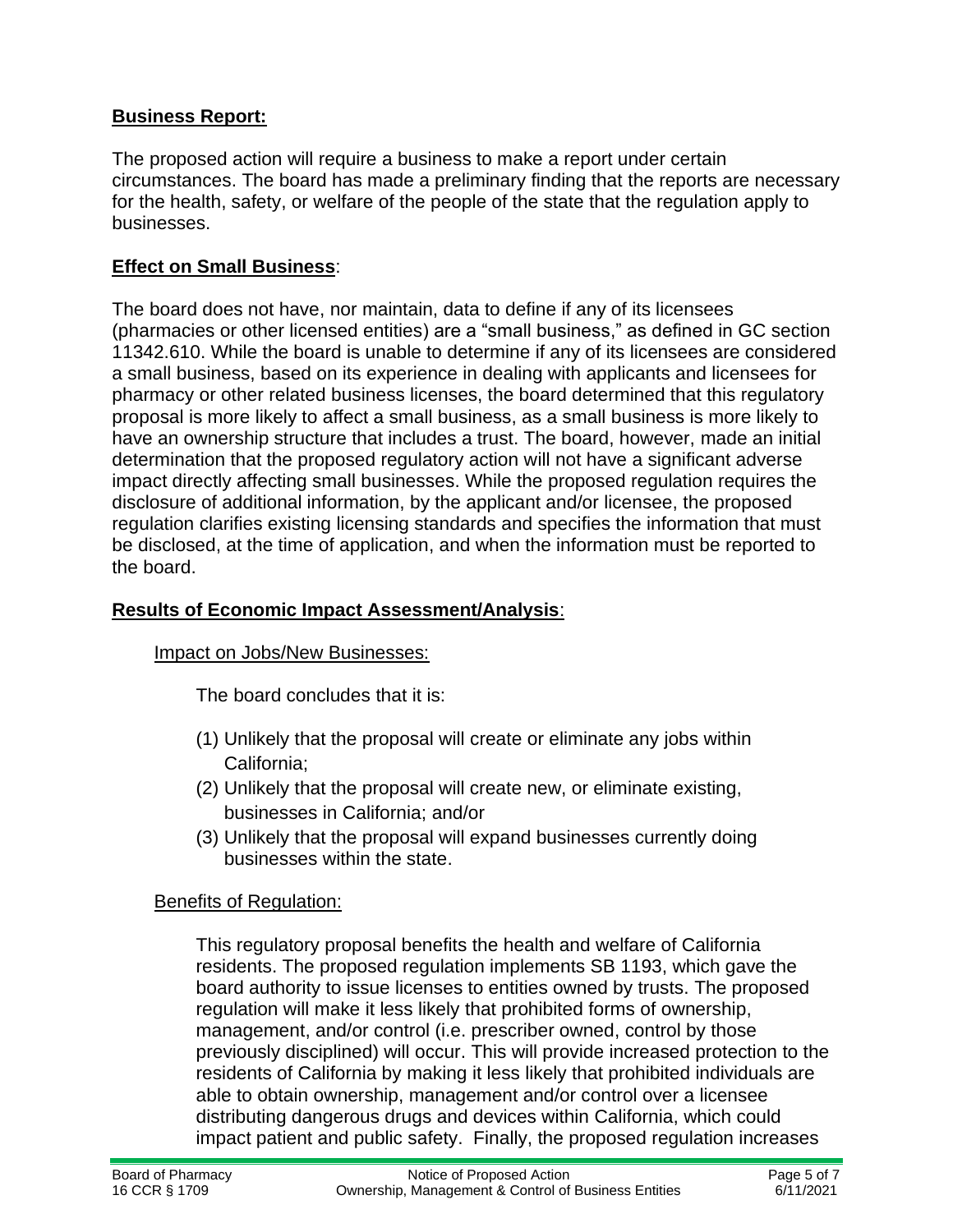**Business Report:**

The proposed action will require a business to make a report under certain circumstances. The board has made a preliminary finding that the reports are necessary for the health, safety, or welfare of the people of the state that the regulation apply to businesses.

**Effect on Small Business**:

The board does not have, nor maintain, data to define if any of its licensees (pharmacies or other licensed entities) are a "small business," as defined in GC section 11342.610. While the board is unable to determine if any of its licensees are considered a small business, based on its experience in dealing with applicants and licensees for pharmacy or other related business licenses, the board determined that this regulatory proposal is more likely to affect a small business, as a small business is more likely to have an ownership structure that includes a trust. The board, however, made an initial determination that the proposed regulatory action will not have a significant adverse impact directly affecting small businesses. While the proposed regulation requires the disclosure of additional information, by the applicant and/or licensee, the proposed regulation clarifies existing licensing standards and specifies the information that must be disclosed, at the time of application, and when the information must be reported to the board.

**Results of Economic Impact Assessment/Analysis**:

Impact on Jobs/New Businesses:

The board concludes that it is:

(1) Unlikely that the proposal will create or eliminate any jobs within California;
(2) Unlikely that the proposal will create new, or eliminate existing, businesses in California; and/or
(3) Unlikely that the proposal will expand businesses currently doing businesses within the state.

Benefits of Regulation:

This regulatory proposal benefits the health and welfare of California residents. The proposed regulation implements SB 1193, which gave the board authority to issue licenses to entities owned by trusts. The proposed regulation will make it less likely that prohibited forms of ownership, management, and/or control (i.e. prescriber owned, control by those previously disciplined) will occur. This will provide increased protection to the residents of California by making it less likely that prohibited individuals are able to obtain ownership, management and/or control over a licensee distributing dangerous drugs and devices within California, which could impact patient and public safety. Finally, the proposed regulation increases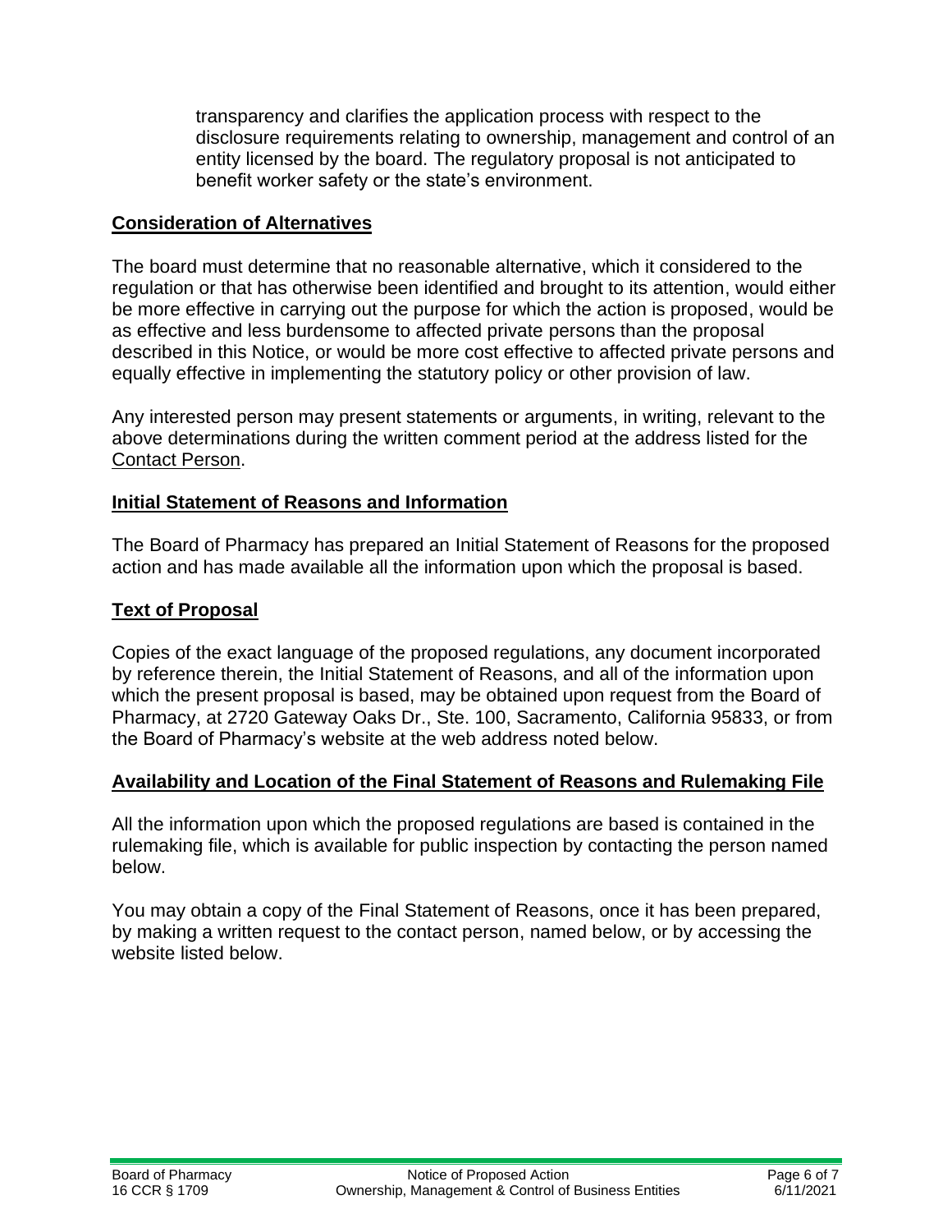transparency and clarifies the application process with respect to the disclosure requirements relating to ownership, management and control of an entity licensed by the board. The regulatory proposal is not anticipated to benefit worker safety or the state's environment.

## Consideration of Alternatives

The board must determine that no reasonable alternative, which it considered to the regulation or that has otherwise been identified and brought to its attention, would either be more effective in carrying out the purpose for which the action is proposed, would be as effective and less burdensome to affected private persons than the proposal described in this Notice, or would be more cost effective to affected private persons and equally effective in implementing the statutory policy or other provision of law.

Any interested person may present statements or arguments, in writing, relevant to the above determinations during the written comment period at the address listed for the Contact Person.

## Initial Statement of Reasons and Information

The Board of Pharmacy has prepared an Initial Statement of Reasons for the proposed action and has made available all the information upon which the proposal is based.

## Text of Proposal

Copies of the exact language of the proposed regulations, any document incorporated by reference therein, the Initial Statement of Reasons, and all of the information upon which the present proposal is based, may be obtained upon request from the Board of Pharmacy, at 2720 Gateway Oaks Dr., Ste. 100, Sacramento, California 95833, or from the Board of Pharmacy's website at the web address noted below.

## Availability and Location of the Final Statement of Reasons and Rulemaking File

All the information upon which the proposed regulations are based is contained in the rulemaking file, which is available for public inspection by contacting the person named below.

You may obtain a copy of the Final Statement of Reasons, once it has been prepared, by making a written request to the contact person, named below, or by accessing the website listed below.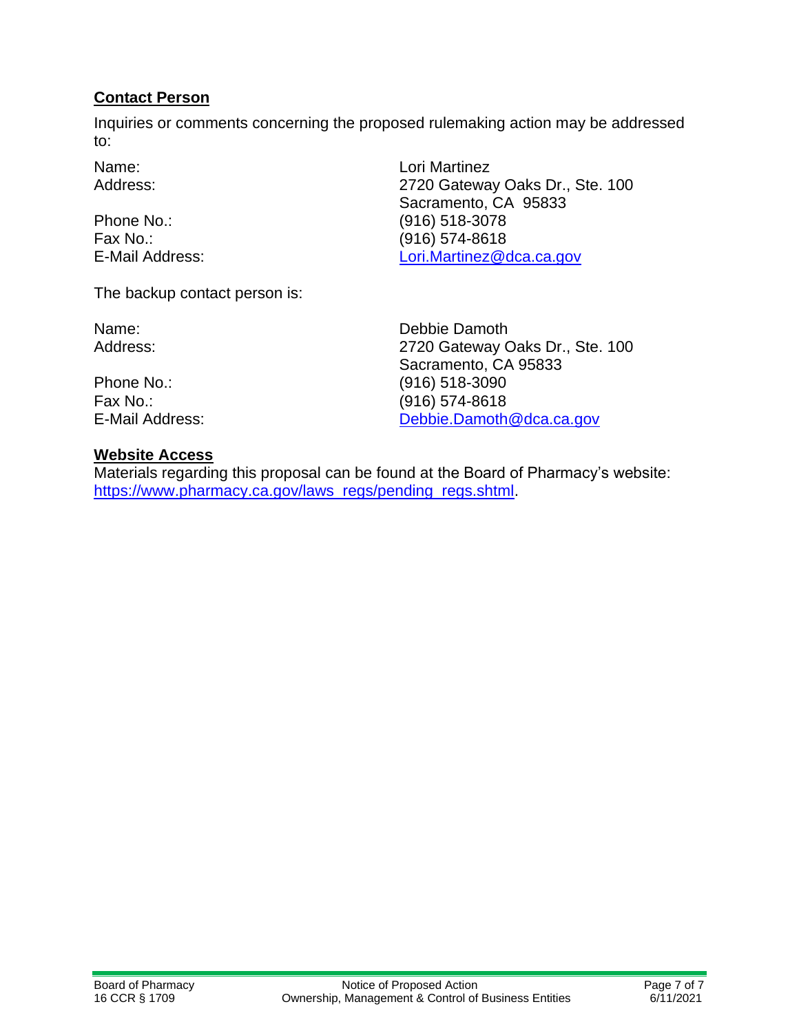## Contact Person

Inquiries or comments concerning the proposed rulemaking action may be addressed to:

| | |
|---|---|
| Name: | Lori Martinez |
| Address: | 2720 Gateway Oaks Dr., Ste. 100<br>Sacramento, CA 95833 |
| Phone No.: | (916) 518-3078 |
| Fax No.: | (916) 574-8618 |
| E-Mail Address: | Lori.Martinez@dca.ca.gov |

The backup contact person is:

| | |
|---|---|
| Name: | Debbie Damoth |
| Address: | 2720 Gateway Oaks Dr., Ste. 100<br>Sacramento, CA 95833 |
| Phone No.: | (916) 518-3090 |
| Fax No.: | (916) 574-8618 |
| E-Mail Address: | Debbie.Damoth@dca.ca.gov |

## Website Access

Materials regarding this proposal can be found at the Board of Pharmacy's website: https://www.pharmacy.ca.gov/laws_regs/pending_regs.shtml.